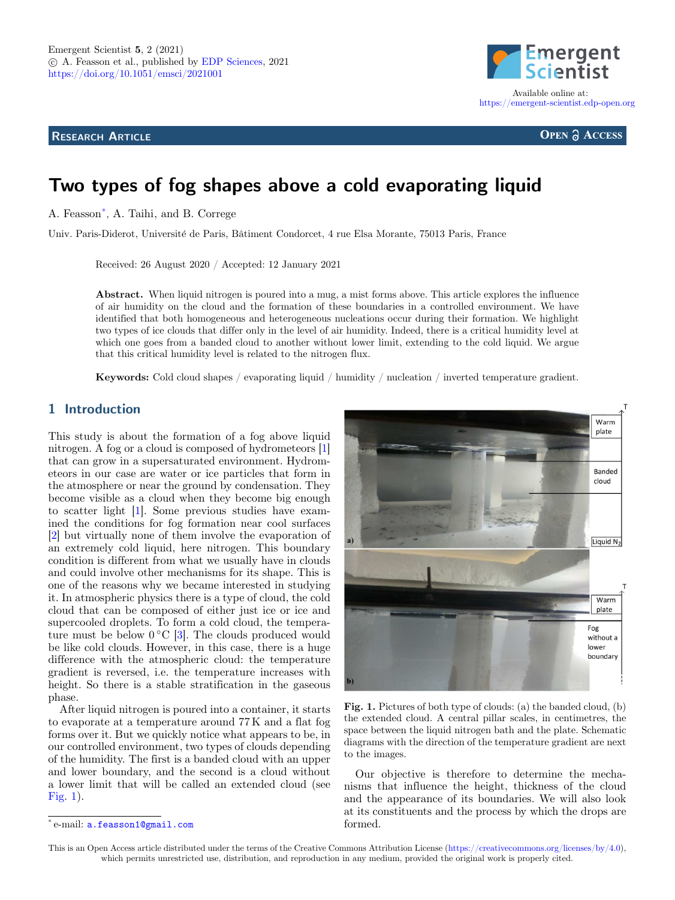Emergent Scientist **5**, 2 (2021)
© A. Feasson et al., published by EDP Sciences, 2021
https://doi.org/10.1051/emsci/2021001

Available online at:
https://emergent-scientist.edp-open.org

**Research Article** — **Open Access**

# Two types of fog shapes above a cold evaporating liquid

A. Feasson*, A. Taihi, and B. Correge

Univ. Paris-Diderot, Université de Paris, Bâtiment Condorcet, 4 rue Elsa Morante, 75013 Paris, France

Received: 26 August 2020 / Accepted: 12 January 2021

**Abstract.** When liquid nitrogen is poured into a mug, a mist forms above. This article explores the influence of air humidity on the cloud and the formation of these boundaries in a controlled environment. We have identified that both homogeneous and heterogeneous nucleations occur during their formation. We highlight two types of ice clouds that differ only in the level of air humidity. Indeed, there is a critical humidity level at which one goes from a banded cloud to another without lower limit, extending to the cold liquid. We argue that this critical humidity level is related to the nitrogen flux.

**Keywords:** Cold cloud shapes / evaporating liquid / humidity / nucleation / inverted temperature gradient.

## 1 Introduction

This study is about the formation of a fog above liquid nitrogen. A fog or a cloud is composed of hydrometeors [1] that can grow in a supersaturated environment. Hydrometeors in our case are water or ice particles that form in the atmosphere or near the ground by condensation. They become visible as a cloud when they become big enough to scatter light [1]. Some previous studies have examined the conditions for fog formation near cool surfaces [2] but virtually none of them involve the evaporation of an extremely cold liquid, here nitrogen. This boundary condition is different from what we usually have in clouds and could involve other mechanisms for its shape. This is one of the reasons why we became interested in studying it. In atmospheric physics there is a type of cloud, the cold cloud that can be composed of either just ice or ice and supercooled droplets. To form a cold cloud, the temperature must be below 0 °C [3]. The clouds produced would be like cold clouds. However, in this case, there is a huge difference with the atmospheric cloud: the temperature gradient is reversed, i.e. the temperature increases with height. So there is a stable stratification in the gaseous phase.

After liquid nitrogen is poured into a container, it starts to evaporate at a temperature around 77 K and a flat fog forms over it. But we quickly notice what appears to be, in our controlled environment, two types of clouds depending of the humidity. The first is a banded cloud with an upper and lower boundary, and the second is a cloud without a lower limit that will be called an extended cloud (see Fig. 1).

T
Warm plate
Banded cloud
Liquid $N_2$
a)

T
Warm plate
Fog without a lower boundary
b)

**Fig. 1.** Pictures of both type of clouds: (a) the banded cloud, (b) the extended cloud. A central pillar scales, in centimetres, the space between the liquid nitrogen bath and the plate. Schematic diagrams with the direction of the temperature gradient are next to the images.

Our objective is therefore to determine the mechanisms that influence the height, thickness of the cloud and the appearance of its boundaries. We will also look at its constituents and the process by which the drops are formed.

* e-mail: a.feasson1@gmail.com

This is an Open Access article distributed under the terms of the Creative Commons Attribution License (https://creativecommons.org/licenses/by/4.0), which permits unrestricted use, distribution, and reproduction in any medium, provided the original work is properly cited.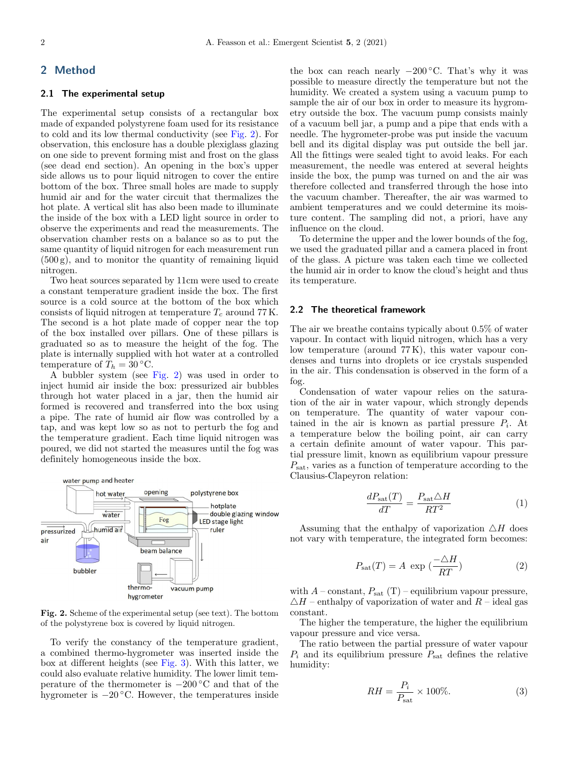## 2 Method

### 2.1 The experimental setup

The experimental setup consists of a rectangular box made of expanded polystyrene foam used for its resistance to cold and its low thermal conductivity (see Fig. 2). For observation, this enclosure has a double plexiglass glazing on one side to prevent forming mist and frost on the glass (see dead end section). An opening in the box's upper side allows us to pour liquid nitrogen to cover the entire bottom of the box. Three small holes are made to supply humid air and for the water circuit that thermalizes the hot plate. A vertical slit has also been made to illuminate the inside of the box with a LED light source in order to observe the experiments and read the measurements. The observation chamber rests on a balance so as to put the same quantity of liquid nitrogen for each measurement run (500 g), and to monitor the quantity of remaining liquid nitrogen.

Two heat sources separated by 11cm were used to create a constant temperature gradient inside the box. The first source is a cold source at the bottom of the box which consists of liquid nitrogen at temperature $T_c$ around 77 K. The second is a hot plate made of copper near the top of the box installed over pillars. One of these pillars is graduated so as to measure the height of the fog. The plate is internally supplied with hot water at a controlled temperature of $T_h = 30\,°\mathrm{C}$.

A bubbler system (see Fig. 2) was used in order to inject humid air inside the box: pressurized air bubbles through hot water placed in a jar, then the humid air formed is recovered and transferred into the box using a pipe. The rate of humid air flow was controlled by a tap, and was kept low so as not to perturb the fog and the temperature gradient. Each time liquid nitrogen was poured, we did not started the measures until the fog was definitely homogeneous inside the box.

water pump and heater
hot water
opening
polystyrene box
hotplate
water
Fog
double glazing window
LED stage light
pressurized air
humid air
ruler
beam balance
bubbler
thermo-hygrometer
vacuum pump

**Fig. 2.** Scheme of the experimental setup (see text). The bottom of the polystyrene box is covered by liquid nitrogen.

To verify the constancy of the temperature gradient, a combined thermo-hygrometer was inserted inside the box at different heights (see Fig. 3). With this latter, we could also evaluate relative humidity. The lower limit temperature of the thermometer is $-200\,°\mathrm{C}$ and that of the hygrometer is $-20\,°\mathrm{C}$. However, the temperatures inside the box can reach nearly $-200\,°\mathrm{C}$. That's why it was possible to measure directly the temperature but not the humidity. We created a system using a vacuum pump to sample the air of our box in order to measure its hygrometry outside the box. The vacuum pump consists mainly of a vacuum bell jar, a pump and a pipe that ends with a needle. The hygrometer-probe was put inside the vacuum bell and its digital display was put outside the bell jar. All the fittings were sealed tight to avoid leaks. For each measurement, the needle was entered at several heights inside the box, the pump was turned on and the air was therefore collected and transferred through the hose into the vacuum chamber. Thereafter, the air was warmed to ambient temperatures and we could determine its moisture content. The sampling did not, a priori, have any influence on the cloud.

To determine the upper and the lower bounds of the fog, we used the graduated pillar and a camera placed in front of the glass. A picture was taken each time we collected the humid air in order to know the cloud's height and thus its temperature.

### 2.2 The theoretical framework

The air we breathe contains typically about 0.5% of water vapour. In contact with liquid nitrogen, which has a very low temperature (around 77 K), this water vapour condenses and turns into droplets or ice crystals suspended in the air. This condensation is observed in the form of a fog.

Condensation of water vapour relies on the saturation of the air in water vapour, which strongly depends on temperature. The quantity of water vapour contained in the air is known as partial pressure $P_i$. At a temperature below the boiling point, air can carry a certain definite amount of water vapour. This partial pressure limit, known as equilibrium vapour pressure $P_{\mathrm{sat}}$, varies as a function of temperature according to the Clausius-Clapeyron relation:

$$\frac{dP_{\mathrm{sat}}(T)}{dT} = \frac{P_{\mathrm{sat}} \triangle H}{RT^2} \tag{1}$$

Assuming that the enthalpy of vaporization $\triangle H$ does not vary with temperature, the integrated form becomes:

$$P_{\mathrm{sat}}(T) = A\ \exp\left(\frac{-\triangle H}{RT}\right) \tag{2}$$

with $A$ – constant, $P_{\mathrm{sat}}$ (T) – equilibrium vapour pressure, $\triangle H$ – enthalpy of vaporization of water and $R$ – ideal gas constant.

The higher the temperature, the higher the equilibrium vapour pressure and vice versa.

The ratio between the partial pressure of water vapour $P_i$ and its equilibrium pressure $P_{\mathrm{sat}}$ defines the relative humidity:

$$RH = \frac{P_i}{P_{\mathrm{sat}}} \times 100\%. \tag{3}$$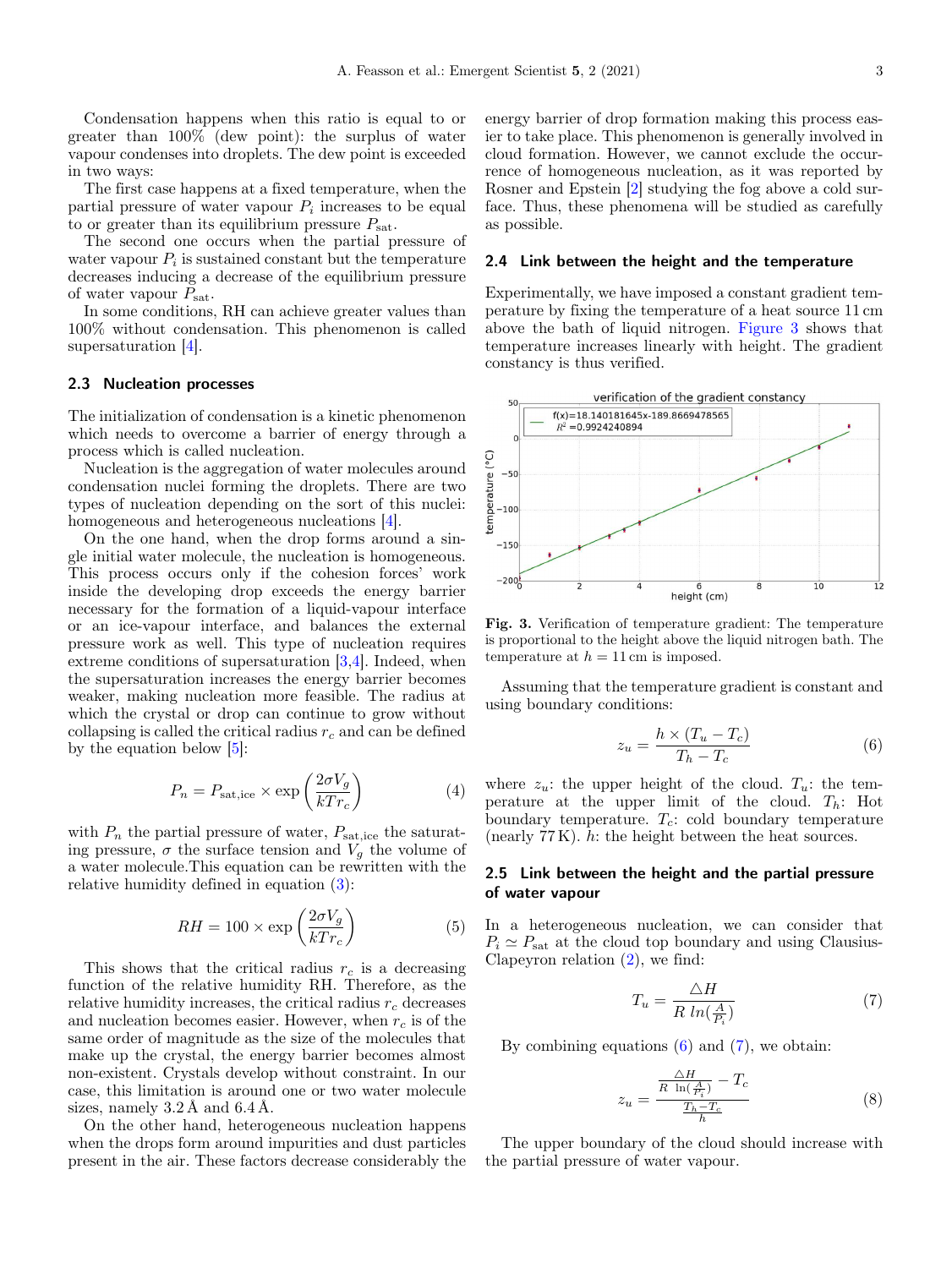Condensation happens when this ratio is equal to or greater than 100% (dew point): the surplus of water vapour condenses into droplets. The dew point is exceeded in two ways:

The first case happens at a fixed temperature, when the partial pressure of water vapour $P_i$ increases to be equal to or greater than its equilibrium pressure $P_{\text{sat}}$.

The second one occurs when the partial pressure of water vapour $P_i$ is sustained constant but the temperature decreases inducing a decrease of the equilibrium pressure of water vapour $P_{\text{sat}}$.

In some conditions, RH can achieve greater values than 100% without condensation. This phenomenon is called supersaturation [4].

### 2.3 Nucleation processes

The initialization of condensation is a kinetic phenomenon which needs to overcome a barrier of energy through a process which is called nucleation.

Nucleation is the aggregation of water molecules around condensation nuclei forming the droplets. There are two types of nucleation depending on the sort of this nuclei: homogeneous and heterogeneous nucleations [4].

On the one hand, when the drop forms around a single initial water molecule, the nucleation is homogeneous. This process occurs only if the cohesion forces' work inside the developing drop exceeds the energy barrier necessary for the formation of a liquid-vapour interface or an ice-vapour interface, and balances the external pressure work as well. This type of nucleation requires extreme conditions of supersaturation [3,4]. Indeed, when the supersaturation increases the energy barrier becomes weaker, making nucleation more feasible. The radius at which the crystal or drop can continue to grow without collapsing is called the critical radius $r_c$ and can be defined by the equation below [5]:

$$P_n = P_{\text{sat,ice}} \times \exp\left(\frac{2\sigma V_g}{kTr_c}\right) \tag{4}$$

with $P_n$ the partial pressure of water, $P_{\text{sat,ice}}$ the saturating pressure, $\sigma$ the surface tension and $V_g$ the volume of a water molecule.This equation can be rewritten with the relative humidity defined in equation (3):

$$RH = 100 \times \exp\left(\frac{2\sigma V_g}{kTr_c}\right) \tag{5}$$

This shows that the critical radius $r_c$ is a decreasing function of the relative humidity RH. Therefore, as the relative humidity increases, the critical radius $r_c$ decreases and nucleation becomes easier. However, when $r_c$ is of the same order of magnitude as the size of the molecules that make up the crystal, the energy barrier becomes almost non-existent. Crystals develop without constraint. In our case, this limitation is around one or two water molecule sizes, namely 3.2 Å and 6.4 Å.

On the other hand, heterogeneous nucleation happens when the drops form around impurities and dust particles present in the air. These factors decrease considerably the energy barrier of drop formation making this process easier to take place. This phenomenon is generally involved in cloud formation. However, we cannot exclude the occurrence of homogeneous nucleation, as it was reported by Rosner and Epstein [2] studying the fog above a cold surface. Thus, these phenomena will be studied as carefully as possible.

### 2.4 Link between the height and the temperature

Experimentally, we have imposed a constant gradient temperature by fixing the temperature of a heat source 11 cm above the bath of liquid nitrogen. Figure 3 shows that temperature increases linearly with height. The gradient constancy is thus verified.

verification of the gradient constancy
f(x)=18.140181645x-189.8669478565
$R^2$ =0.9924240894
temperature (°C)
height (cm)

**Fig. 3.** Verification of temperature gradient: The temperature is proportional to the height above the liquid nitrogen bath. The temperature at $h = 11$ cm is imposed.

Assuming that the temperature gradient is constant and using boundary conditions:

$$z_u = \frac{h \times (T_u - T_c)}{T_h - T_c} \tag{6}$$

where $z_u$: the upper height of the cloud. $T_u$: the temperature at the upper limit of the cloud. $T_h$: Hot boundary temperature. $T_c$: cold boundary temperature (nearly 77 K). $h$: the height between the heat sources.

### 2.5 Link between the height and the partial pressure of water vapour

In a heterogeneous nucleation, we can consider that $P_i \simeq P_{\text{sat}}$ at the cloud top boundary and using Clausius-Clapeyron relation (2), we find:

$$T_u = \frac{\triangle H}{R \, ln(\frac{A}{P_i})} \tag{7}$$

By combining equations (6) and (7), we obtain:

$$z_u = \frac{\frac{\triangle H}{R \, \ln(\frac{A}{P_i})} - T_c}{\frac{T_h - T_c}{h}} \tag{8}$$

The upper boundary of the cloud should increase with the partial pressure of water vapour.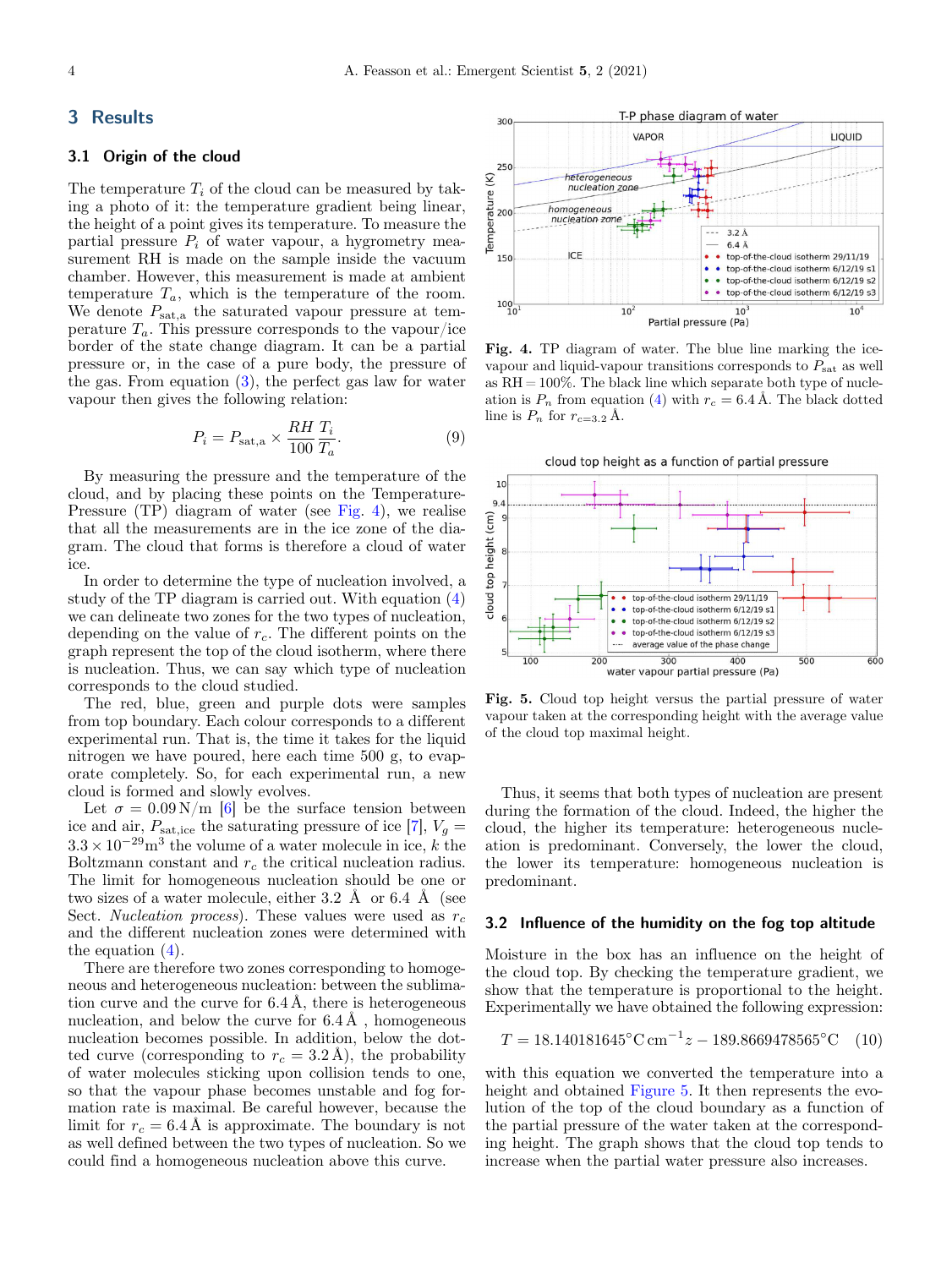## 3 Results

### 3.1 Origin of the cloud

The temperature $T_i$ of the cloud can be measured by taking a photo of it: the temperature gradient being linear, the height of a point gives its temperature. To measure the partial pressure $P_i$ of water vapour, a hygrometry measurement RH is made on the sample inside the vacuum chamber. However, this measurement is made at ambient temperature $T_a$, which is the temperature of the room. We denote $P_{\mathrm{sat,a}}$ the saturated vapour pressure at temperature $T_a$. This pressure corresponds to the vapour/ice border of the state change diagram. It can be a partial pressure or, in the case of a pure body, the pressure of the gas. From equation (3), the perfect gas law for water vapour then gives the following relation:

$$P_i = P_{\mathrm{sat,a}} \times \frac{RH}{100}\frac{T_i}{T_a}. \quad (9)$$

By measuring the pressure and the temperature of the cloud, and by placing these points on the Temperature-Pressure (TP) diagram of water (see Fig. 4), we realise that all the measurements are in the ice zone of the diagram. The cloud that forms is therefore a cloud of water ice.

In order to determine the type of nucleation involved, a study of the TP diagram is carried out. With equation (4) we can delineate two zones for the two types of nucleation, depending on the value of $r_c$. The different points on the graph represent the top of the cloud isotherm, where there is nucleation. Thus, we can say which type of nucleation corresponds to the cloud studied.

The red, blue, green and purple dots were samples from top boundary. Each colour corresponds to a different experimental run. That is, the time it takes for the liquid nitrogen we have poured, here each time 500 g, to evaporate completely. So, for each experimental run, a new cloud is formed and slowly evolves.

Let $\sigma = 0.09\,\mathrm{N/m}$ [6] be the surface tension between ice and air, $P_{\mathrm{sat,ice}}$ the saturating pressure of ice [7], $V_g = 3.3\times10^{-29}\mathrm{m}^3$ the volume of a water molecule in ice, $k$ the Boltzmann constant and $r_c$ the critical nucleation radius. The limit for homogeneous nucleation should be one or two sizes of a water molecule, either 3.2 Å or 6.4 Å (see Sect. *Nucleation process*). These values were used as $r_c$ and the different nucleation zones were determined with the equation (4).

There are therefore two zones corresponding to homogeneous and heterogeneous nucleation: between the sublimation curve and the curve for 6.4 Å, there is heterogeneous nucleation, and below the curve for 6.4 Å , homogeneous nucleation becomes possible. In addition, below the dotted curve (corresponding to $r_c = 3.2$ Å), the probability of water molecules sticking upon collision tends to one, so that the vapour phase becomes unstable and fog formation rate is maximal. Be careful however, because the limit for $r_c = 6.4$ Å is approximate. The boundary is not as well defined between the two types of nucleation. So we could find a homogeneous nucleation above this curve.

T-P phase diagram of water
Temperature (K)
Partial pressure (Pa)
VAPOR
LIQUID
ICE
heterogeneous nucleation zone
homogeneous nucleation zone
3.2 Å
6.4 Å
top-of-the-cloud isotherm 29/11/19
top-of-the-cloud isotherm 6/12/19 s1
top-of-the-cloud isotherm 6/12/19 s2
top-of-the-cloud isotherm 6/12/19 s3

**Fig. 4.** TP diagram of water. The blue line marking the ice-vapour and liquid-vapour transitions corresponds to $P_{\mathrm{sat}}$ as well as RH = 100%. The black line which separate both type of nucleation is $P_n$ from equation (4) with $r_c = 6.4$ Å. The black dotted line is $P_n$ for $r_{c=3.2}$ Å.

cloud top height as a function of partial pressure
cloud top height (cm)
water vapour partial pressure (Pa)
9.4
top-of-the-cloud isotherm 29/11/19
top-of-the-cloud isotherm 6/12/19 s1
top-of-the-cloud isotherm 6/12/19 s2
top-of-the-cloud isotherm 6/12/19 s3
average value of the phase change

**Fig. 5.** Cloud top height versus the partial pressure of water vapour taken at the corresponding height with the average value of the cloud top maximal height.

Thus, it seems that both types of nucleation are present during the formation of the cloud. Indeed, the higher the cloud, the higher its temperature: heterogeneous nucleation is predominant. Conversely, the lower the cloud, the lower its temperature: homogeneous nucleation is predominant.

### 3.2 Influence of the humidity on the fog top altitude

Moisture in the box has an influence on the height of the cloud top. By checking the temperature gradient, we show that the temperature is proportional to the height. Experimentally we have obtained the following expression:

$$T = 18.140181645^{\circ}\mathrm{C\,cm}^{-1}z - 189.8669478565^{\circ}\mathrm{C} \quad (10)$$

with this equation we converted the temperature into a height and obtained Figure 5. It then represents the evolution of the top of the cloud boundary as a function of the partial pressure of the water taken at the corresponding height. The graph shows that the cloud top tends to increase when the partial water pressure also increases.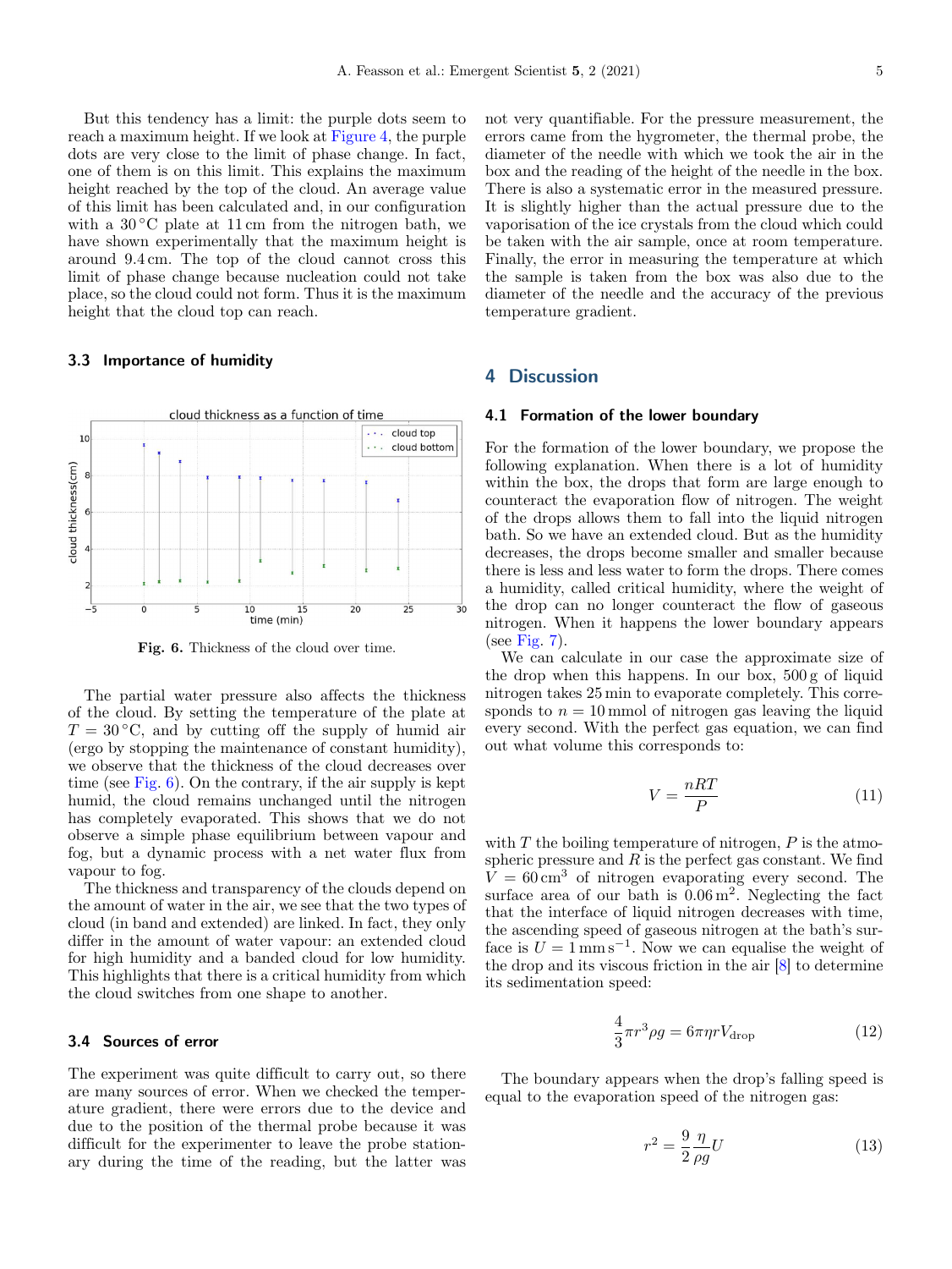But this tendency has a limit: the purple dots seem to reach a maximum height. If we look at Figure 4, the purple dots are very close to the limit of phase change. In fact, one of them is on this limit. This explains the maximum height reached by the top of the cloud. An average value of this limit has been calculated and, in our configuration with a 30 °C plate at 11 cm from the nitrogen bath, we have shown experimentally that the maximum height is around 9.4 cm. The top of the cloud cannot cross this limit of phase change because nucleation could not take place, so the cloud could not form. Thus it is the maximum height that the cloud top can reach.

### 3.3 Importance of humidity

cloud thickness as a function of time

cloud top

cloud bottom

cloud thickness(cm)

time (min)

10

8

6

4

2

−5

0

5

10

15

20

25

30

**Fig. 6.** Thickness of the cloud over time.

The partial water pressure also affects the thickness of the cloud. By setting the temperature of the plate at $T = 30\,°\mathrm{C}$, and by cutting off the supply of humid air (ergo by stopping the maintenance of constant humidity), we observe that the thickness of the cloud decreases over time (see Fig. 6). On the contrary, if the air supply is kept humid, the cloud remains unchanged until the nitrogen has completely evaporated. This shows that we do not observe a simple phase equilibrium between vapour and fog, but a dynamic process with a net water flux from vapour to fog.

The thickness and transparency of the clouds depend on the amount of water in the air, we see that the two types of cloud (in band and extended) are linked. In fact, they only differ in the amount of water vapour: an extended cloud for high humidity and a banded cloud for low humidity. This highlights that there is a critical humidity from which the cloud switches from one shape to another.

### 3.4 Sources of error

The experiment was quite difficult to carry out, so there are many sources of error. When we checked the temperature gradient, there were errors due to the device and due to the position of the thermal probe because it was difficult for the experimenter to leave the probe stationary during the time of the reading, but the latter was not very quantifiable. For the pressure measurement, the errors came from the hygrometer, the thermal probe, the diameter of the needle with which we took the air in the box and the reading of the height of the needle in the box. There is also a systematic error in the measured pressure. It is slightly higher than the actual pressure due to the vaporisation of the ice crystals from the cloud which could be taken with the air sample, once at room temperature. Finally, the error in measuring the temperature at which the sample is taken from the box was also due to the diameter of the needle and the accuracy of the previous temperature gradient.

## 4 Discussion

### 4.1 Formation of the lower boundary

For the formation of the lower boundary, we propose the following explanation. When there is a lot of humidity within the box, the drops that form are large enough to counteract the evaporation flow of nitrogen. The weight of the drops allows them to fall into the liquid nitrogen bath. So we have an extended cloud. But as the humidity decreases, the drops become smaller and smaller because there is less and less water to form the drops. There comes a humidity, called critical humidity, where the weight of the drop can no longer counteract the flow of gaseous nitrogen. When it happens the lower boundary appears (see Fig. 7).

We can calculate in our case the approximate size of the drop when this happens. In our box, 500 g of liquid nitrogen takes 25 min to evaporate completely. This corresponds to $n = 10\,\mathrm{mmol}$ of nitrogen gas leaving the liquid every second. With the perfect gas equation, we can find out what volume this corresponds to:

$$V = \frac{nRT}{P} \tag{11}$$

with $T$ the boiling temperature of nitrogen, $P$ is the atmospheric pressure and $R$ is the perfect gas constant. We find $V = 60\,\mathrm{cm}^3$ of nitrogen evaporating every second. The surface area of our bath is $0.06\,\mathrm{m}^2$. Neglecting the fact that the interface of liquid nitrogen decreases with time, the ascending speed of gaseous nitrogen at the bath's surface is $U = 1\,\mathrm{mm\,s}^{-1}$. Now we can equalise the weight of the drop and its viscous friction in the air [8] to determine its sedimentation speed:

$$\frac{4}{3}\pi r^3 \rho g = 6\pi\eta r V_{\mathrm{drop}} \tag{12}$$

The boundary appears when the drop's falling speed is equal to the evaporation speed of the nitrogen gas:

$$r^2 = \frac{9}{2}\frac{\eta}{\rho g}U \tag{13}$$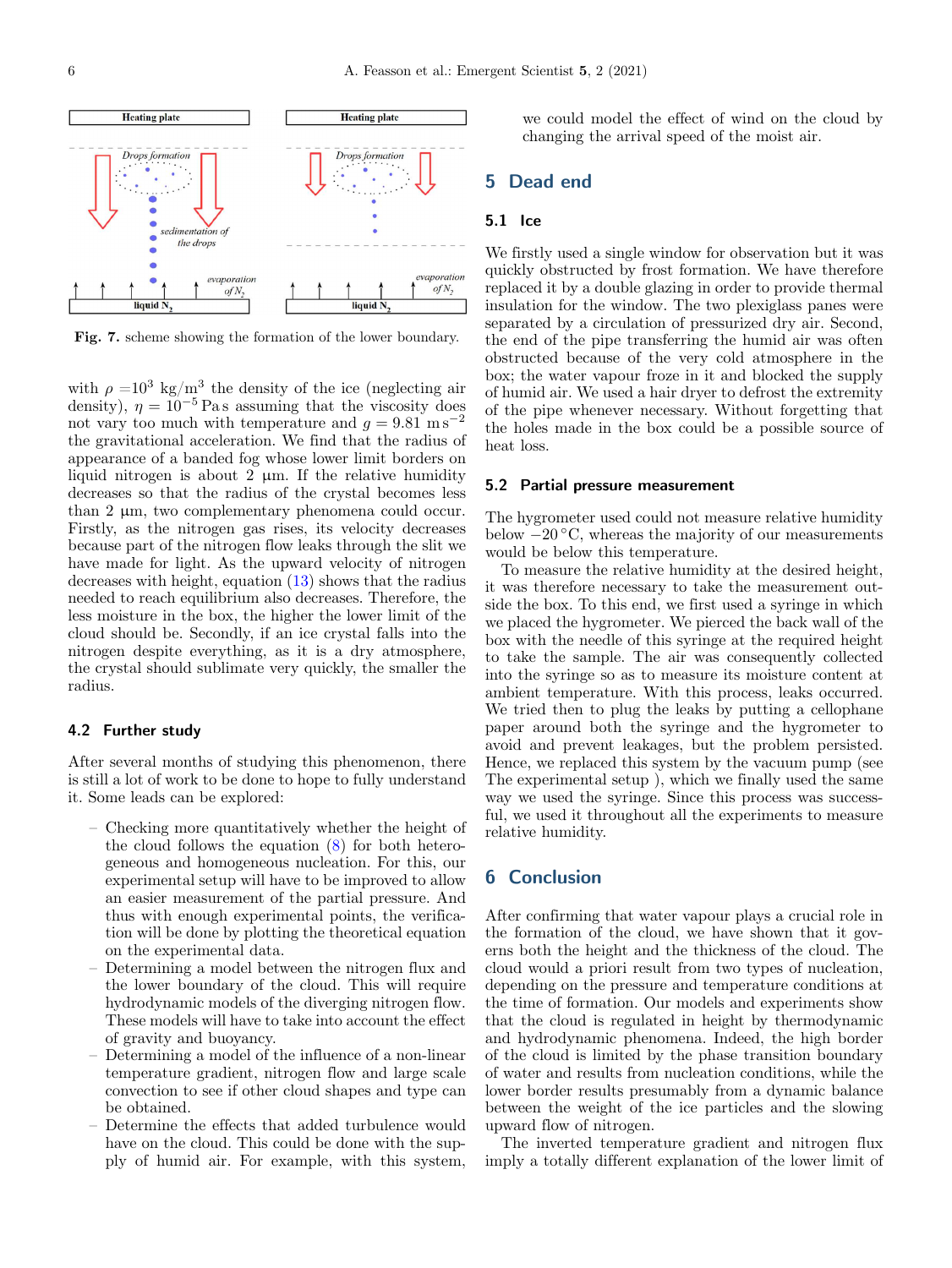Heating plate

Drops formation

sedimentation of the drops

evaporation of $N_2$

liquid $N_2$

Heating plate

Drops formation

evaporation of $N_2$

liquid $N_2$

**Fig. 7.** scheme showing the formation of the lower boundary.

with $\rho = 10^3$ kg/m$^3$ the density of the ice (neglecting air density), $\eta = 10^{-5}$ Pa s assuming that the viscosity does not vary too much with temperature and $g = 9.81$ m s$^{-2}$ the gravitational acceleration. We find that the radius of appearance of a banded fog whose lower limit borders on liquid nitrogen is about 2 µm. If the relative humidity decreases so that the radius of the crystal becomes less than 2 µm, two complementary phenomena could occur. Firstly, as the nitrogen gas rises, its velocity decreases because part of the nitrogen flow leaks through the slit we have made for light. As the upward velocity of nitrogen decreases with height, equation (13) shows that the radius needed to reach equilibrium also decreases. Therefore, the less moisture in the box, the higher the lower limit of the cloud should be. Secondly, if an ice crystal falls into the nitrogen despite everything, as it is a dry atmosphere, the crystal should sublimate very quickly, the smaller the radius.

### 4.2 Further study

After several months of studying this phenomenon, there is still a lot of work to be done to hope to fully understand it. Some leads can be explored:

- Checking more quantitatively whether the height of the cloud follows the equation (8) for both heterogeneous and homogeneous nucleation. For this, our experimental setup will have to be improved to allow an easier measurement of the partial pressure. And thus with enough experimental points, the verification will be done by plotting the theoretical equation on the experimental data.
- Determining a model between the nitrogen flux and the lower boundary of the cloud. This will require hydrodynamic models of the diverging nitrogen flow. These models will have to take into account the effect of gravity and buoyancy.
- Determining a model of the influence of a non-linear temperature gradient, nitrogen flow and large scale convection to see if other cloud shapes and type can be obtained.
- Determine the effects that added turbulence would have on the cloud. This could be done with the supply of humid air. For example, with this system, we could model the effect of wind on the cloud by changing the arrival speed of the moist air.

## 5 Dead end

### 5.1 Ice

We firstly used a single window for observation but it was quickly obstructed by frost formation. We have therefore replaced it by a double glazing in order to provide thermal insulation for the window. The two plexiglass panes were separated by a circulation of pressurized dry air. Second, the end of the pipe transferring the humid air was often obstructed because of the very cold atmosphere in the box; the water vapour froze in it and blocked the supply of humid air. We used a hair dryer to defrost the extremity of the pipe whenever necessary. Without forgetting that the holes made in the box could be a possible source of heat loss.

### 5.2 Partial pressure measurement

The hygrometer used could not measure relative humidity below $-20\,°$C, whereas the majority of our measurements would be below this temperature.

To measure the relative humidity at the desired height, it was therefore necessary to take the measurement outside the box. To this end, we first used a syringe in which we placed the hygrometer. We pierced the back wall of the box with the needle of this syringe at the required height to take the sample. The air was consequently collected into the syringe so as to measure its moisture content at ambient temperature. With this process, leaks occurred. We tried then to plug the leaks by putting a cellophane paper around both the syringe and the hygrometer to avoid and prevent leakages, but the problem persisted. Hence, we replaced this system by the vacuum pump (see The experimental setup ), which we finally used the same way we used the syringe. Since this process was successful, we used it throughout all the experiments to measure relative humidity.

## 6 Conclusion

After confirming that water vapour plays a crucial role in the formation of the cloud, we have shown that it governs both the height and the thickness of the cloud. The cloud would a priori result from two types of nucleation, depending on the pressure and temperature conditions at the time of formation. Our models and experiments show that the cloud is regulated in height by thermodynamic and hydrodynamic phenomena. Indeed, the high border of the cloud is limited by the phase transition boundary of water and results from nucleation conditions, while the lower border results presumably from a dynamic balance between the weight of the ice particles and the slowing upward flow of nitrogen.

The inverted temperature gradient and nitrogen flux imply a totally different explanation of the lower limit of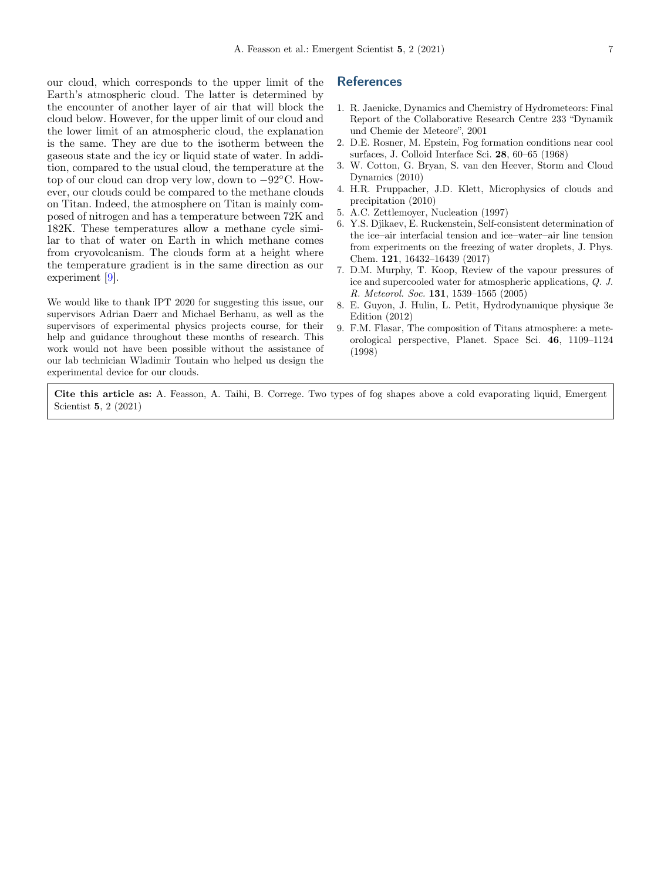our cloud, which corresponds to the upper limit of the Earth's atmospheric cloud. The latter is determined by the encounter of another layer of air that will block the cloud below. However, for the upper limit of our cloud and the lower limit of an atmospheric cloud, the explanation is the same. They are due to the isotherm between the gaseous state and the icy or liquid state of water. In addition, compared to the usual cloud, the temperature at the top of our cloud can drop very low, down to $-92°C$. However, our clouds could be compared to the methane clouds on Titan. Indeed, the atmosphere on Titan is mainly composed of nitrogen and has a temperature between 72K and 182K. These temperatures allow a methane cycle similar to that of water on Earth in which methane comes from cryovolcanism. The clouds form at a height where the temperature gradient is in the same direction as our experiment [9].

We would like to thank IPT 2020 for suggesting this issue, our supervisors Adrian Daerr and Michael Berhanu, as well as the supervisors of experimental physics projects course, for their help and guidance throughout these months of research. This work would not have been possible without the assistance of our lab technician Wladimir Toutain who helped us design the experimental device for our clouds.

## References

1. R. Jaenicke, Dynamics and Chemistry of Hydrometeors: Final Report of the Collaborative Research Centre 233 "Dynamik und Chemie der Meteore", 2001
2. D.E. Rosner, M. Epstein, Fog formation conditions near cool surfaces, J. Colloid Interface Sci. **28**, 60–65 (1968)
3. W. Cotton, G. Bryan, S. van den Heever, Storm and Cloud Dynamics (2010)
4. H.R. Pruppacher, J.D. Klett, Microphysics of clouds and precipitation (2010)
5. A.C. Zettlemoyer, Nucleation (1997)
6. Y.S. Djikaev, E. Ruckenstein, Self-consistent determination of the ice–air interfacial tension and ice–water–air line tension from experiments on the freezing of water droplets, J. Phys. Chem. **121**, 16432–16439 (2017)
7. D.M. Murphy, T. Koop, Review of the vapour pressures of ice and supercooled water for atmospheric applications, *Q. J. R. Meteorol. Soc.* **131**, 1539–1565 (2005)
8. E. Guyon, J. Hulin, L. Petit, Hydrodynamique physique 3e Edition (2012)
9. F.M. Flasar, The composition of Titans atmosphere: a meteorological perspective, Planet. Space Sci. **46**, 1109–1124 (1998)

**Cite this article as:** A. Feasson, A. Taihi, B. Correge. Two types of fog shapes above a cold evaporating liquid, Emergent Scientist **5**, 2 (2021)